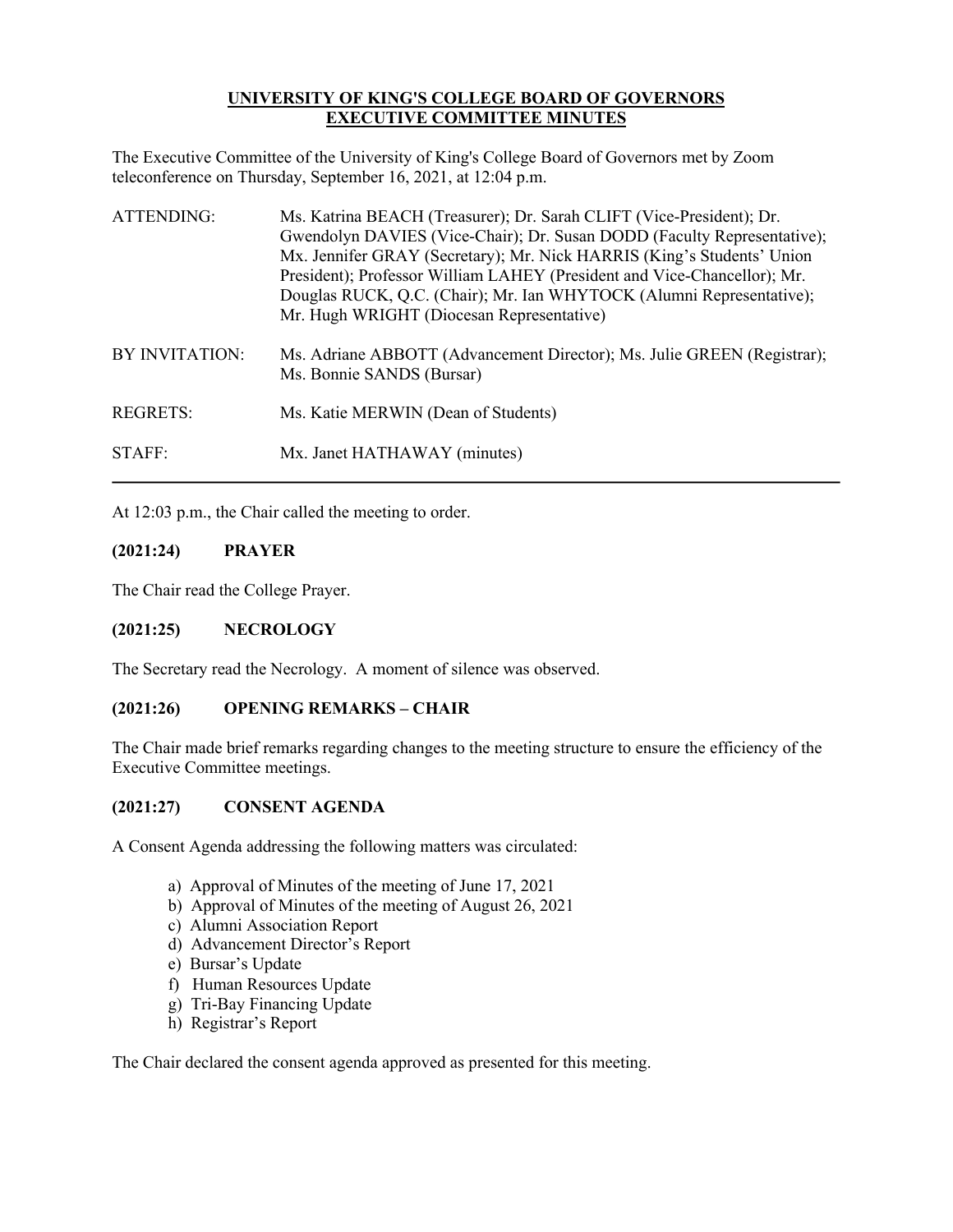**UNIVERSITY OF KING'S COLLEGE BOARD OF GOVERNORS**
**EXECUTIVE COMMITTEE MINUTES**

The Executive Committee of the University of King's College Board of Governors met by Zoom teleconference on Thursday, September 16, 2021, at 12:04 p.m.

| | |
|---|---|
| ATTENDING: | Ms. Katrina BEACH (Treasurer); Dr. Sarah CLIFT (Vice-President); Dr. Gwendolyn DAVIES (Vice-Chair); Dr. Susan DODD (Faculty Representative); Mx. Jennifer GRAY (Secretary); Mr. Nick HARRIS (King's Students' Union President); Professor William LAHEY (President and Vice-Chancellor); Mr. Douglas RUCK, Q.C. (Chair); Mr. Ian WHYTOCK (Alumni Representative); Mr. Hugh WRIGHT (Diocesan Representative) |
| BY INVITATION: | Ms. Adriane ABBOTT (Advancement Director); Ms. Julie GREEN (Registrar); Ms. Bonnie SANDS (Bursar) |
| REGRETS: | Ms. Katie MERWIN (Dean of Students) |
| STAFF: | Mx. Janet HATHAWAY (minutes) |

---

At 12:03 p.m., the Chair called the meeting to order.

**(2021:24) PRAYER**

The Chair read the College Prayer.

**(2021:25) NECROLOGY**

The Secretary read the Necrology. A moment of silence was observed.

**(2021:26) OPENING REMARKS – CHAIR**

The Chair made brief remarks regarding changes to the meeting structure to ensure the efficiency of the Executive Committee meetings.

**(2021:27) CONSENT AGENDA**

A Consent Agenda addressing the following matters was circulated:

a) Approval of Minutes of the meeting of June 17, 2021
b) Approval of Minutes of the meeting of August 26, 2021
c) Alumni Association Report
d) Advancement Director's Report
e) Bursar's Update
f) Human Resources Update
g) Tri-Bay Financing Update
h) Registrar's Report

The Chair declared the consent agenda approved as presented for this meeting.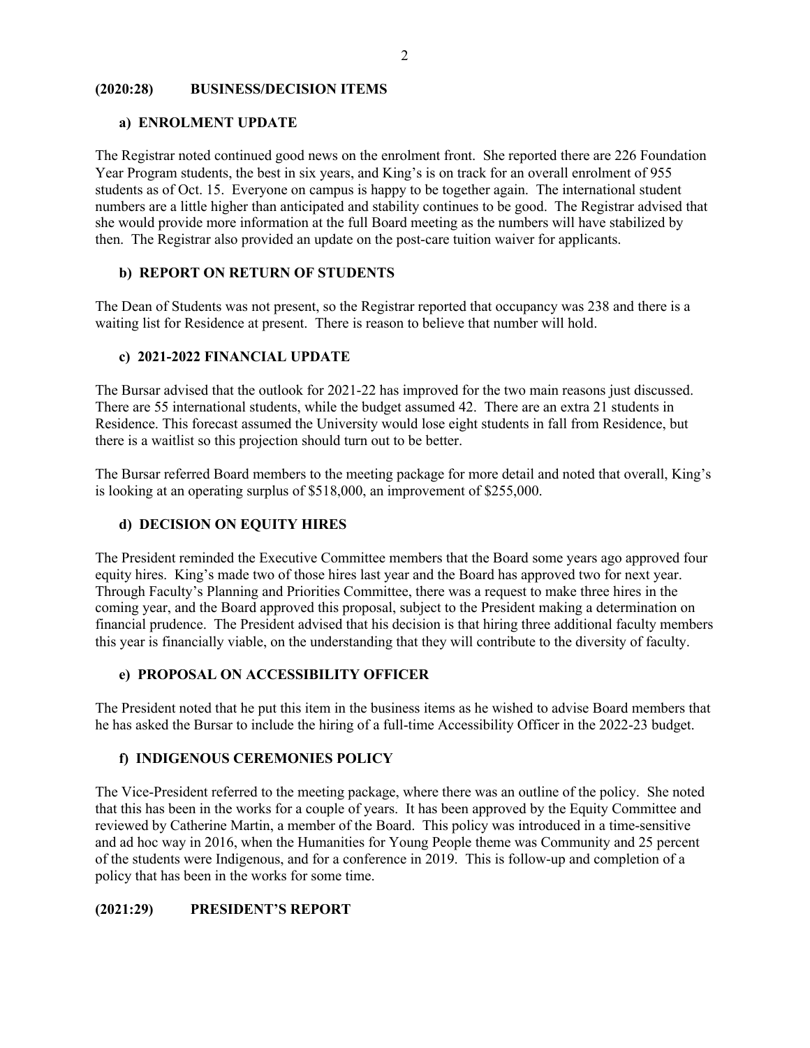## (2020:28) BUSINESS/DECISION ITEMS

### a) ENROLMENT UPDATE

The Registrar noted continued good news on the enrolment front. She reported there are 226 Foundation Year Program students, the best in six years, and King's is on track for an overall enrolment of 955 students as of Oct. 15. Everyone on campus is happy to be together again. The international student numbers are a little higher than anticipated and stability continues to be good. The Registrar advised that she would provide more information at the full Board meeting as the numbers will have stabilized by then. The Registrar also provided an update on the post-care tuition waiver for applicants.

### b) REPORT ON RETURN OF STUDENTS

The Dean of Students was not present, so the Registrar reported that occupancy was 238 and there is a waiting list for Residence at present. There is reason to believe that number will hold.

### c) 2021-2022 FINANCIAL UPDATE

The Bursar advised that the outlook for 2021-22 has improved for the two main reasons just discussed. There are 55 international students, while the budget assumed 42. There are an extra 21 students in Residence. This forecast assumed the University would lose eight students in fall from Residence, but there is a waitlist so this projection should turn out to be better.

The Bursar referred Board members to the meeting package for more detail and noted that overall, King's is looking at an operating surplus of $518,000, an improvement of $255,000.

### d) DECISION ON EQUITY HIRES

The President reminded the Executive Committee members that the Board some years ago approved four equity hires. King's made two of those hires last year and the Board has approved two for next year. Through Faculty's Planning and Priorities Committee, there was a request to make three hires in the coming year, and the Board approved this proposal, subject to the President making a determination on financial prudence. The President advised that his decision is that hiring three additional faculty members this year is financially viable, on the understanding that they will contribute to the diversity of faculty.

### e) PROPOSAL ON ACCESSIBILITY OFFICER

The President noted that he put this item in the business items as he wished to advise Board members that he has asked the Bursar to include the hiring of a full-time Accessibility Officer in the 2022-23 budget.

### f) INDIGENOUS CEREMONIES POLICY

The Vice-President referred to the meeting package, where there was an outline of the policy. She noted that this has been in the works for a couple of years. It has been approved by the Equity Committee and reviewed by Catherine Martin, a member of the Board. This policy was introduced in a time-sensitive and ad hoc way in 2016, when the Humanities for Young People theme was Community and 25 percent of the students were Indigenous, and for a conference in 2019. This is follow-up and completion of a policy that has been in the works for some time.

## (2021:29) PRESIDENT'S REPORT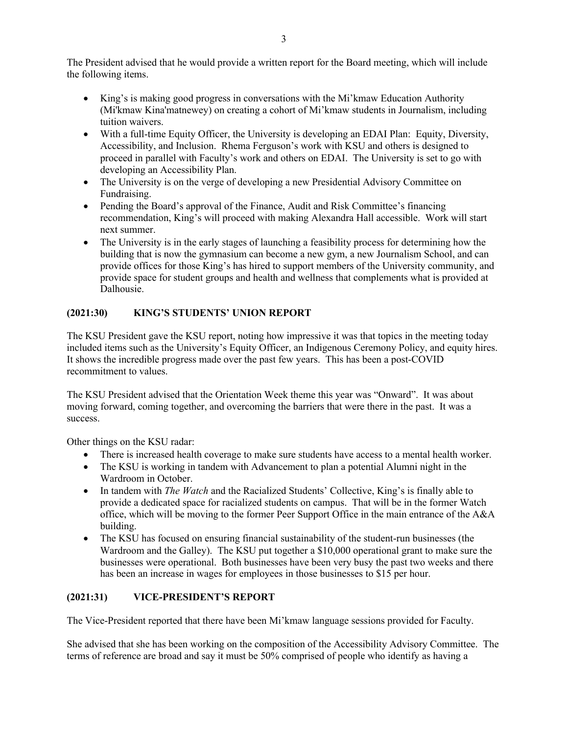The President advised that he would provide a written report for the Board meeting, which will include the following items.

- King's is making good progress in conversations with the Mi'kmaw Education Authority (Mi'kmaw Kina'matnewey) on creating a cohort of Mi'kmaw students in Journalism, including tuition waivers.
- With a full-time Equity Officer, the University is developing an EDAI Plan: Equity, Diversity, Accessibility, and Inclusion. Rhema Ferguson's work with KSU and others is designed to proceed in parallel with Faculty's work and others on EDAI. The University is set to go with developing an Accessibility Plan.
- The University is on the verge of developing a new Presidential Advisory Committee on Fundraising.
- Pending the Board's approval of the Finance, Audit and Risk Committee's financing recommendation, King's will proceed with making Alexandra Hall accessible. Work will start next summer.
- The University is in the early stages of launching a feasibility process for determining how the building that is now the gymnasium can become a new gym, a new Journalism School, and can provide offices for those King's has hired to support members of the University community, and provide space for student groups and health and wellness that complements what is provided at Dalhousie.

## (2021:30) KING'S STUDENTS' UNION REPORT

The KSU President gave the KSU report, noting how impressive it was that topics in the meeting today included items such as the University's Equity Officer, an Indigenous Ceremony Policy, and equity hires. It shows the incredible progress made over the past few years. This has been a post-COVID recommitment to values.

The KSU President advised that the Orientation Week theme this year was "Onward". It was about moving forward, coming together, and overcoming the barriers that were there in the past. It was a success.

Other things on the KSU radar:

- There is increased health coverage to make sure students have access to a mental health worker.
- The KSU is working in tandem with Advancement to plan a potential Alumni night in the Wardroom in October.
- In tandem with *The Watch* and the Racialized Students' Collective, King's is finally able to provide a dedicated space for racialized students on campus. That will be in the former Watch office, which will be moving to the former Peer Support Office in the main entrance of the A&A building.
- The KSU has focused on ensuring financial sustainability of the student-run businesses (the Wardroom and the Galley). The KSU put together a $10,000 operational grant to make sure the businesses were operational. Both businesses have been very busy the past two weeks and there has been an increase in wages for employees in those businesses to $15 per hour.

## (2021:31) VICE-PRESIDENT'S REPORT

The Vice-President reported that there have been Mi'kmaw language sessions provided for Faculty.

She advised that she has been working on the composition of the Accessibility Advisory Committee. The terms of reference are broad and say it must be 50% comprised of people who identify as having a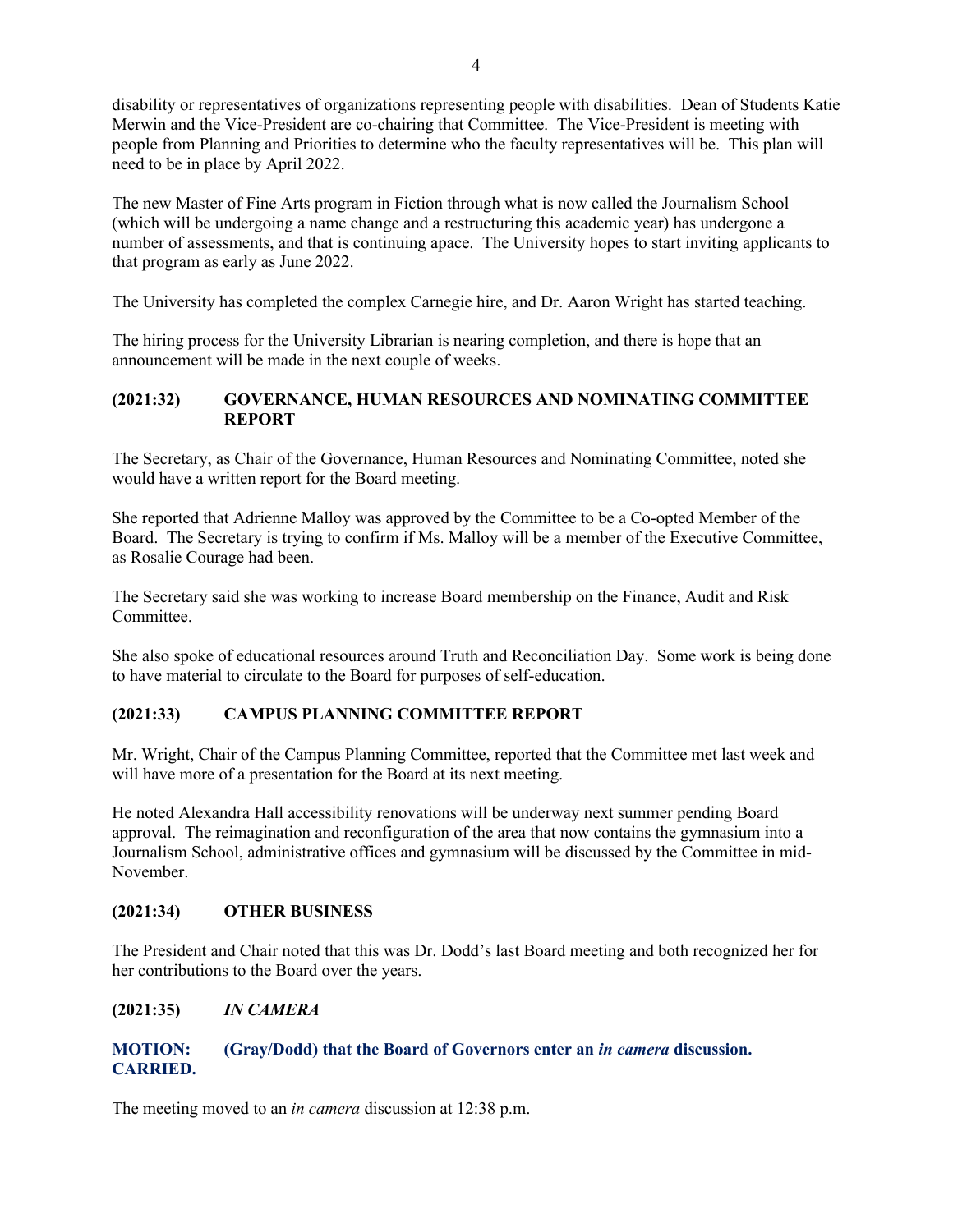disability or representatives of organizations representing people with disabilities. Dean of Students Katie Merwin and the Vice-President are co-chairing that Committee. The Vice-President is meeting with people from Planning and Priorities to determine who the faculty representatives will be. This plan will need to be in place by April 2022.

The new Master of Fine Arts program in Fiction through what is now called the Journalism School (which will be undergoing a name change and a restructuring this academic year) has undergone a number of assessments, and that is continuing apace. The University hopes to start inviting applicants to that program as early as June 2022.

The University has completed the complex Carnegie hire, and Dr. Aaron Wright has started teaching.

The hiring process for the University Librarian is nearing completion, and there is hope that an announcement will be made in the next couple of weeks.

## (2021:32) GOVERNANCE, HUMAN RESOURCES AND NOMINATING COMMITTEE REPORT

The Secretary, as Chair of the Governance, Human Resources and Nominating Committee, noted she would have a written report for the Board meeting.

She reported that Adrienne Malloy was approved by the Committee to be a Co-opted Member of the Board. The Secretary is trying to confirm if Ms. Malloy will be a member of the Executive Committee, as Rosalie Courage had been.

The Secretary said she was working to increase Board membership on the Finance, Audit and Risk Committee.

She also spoke of educational resources around Truth and Reconciliation Day. Some work is being done to have material to circulate to the Board for purposes of self-education.

## (2021:33) CAMPUS PLANNING COMMITTEE REPORT

Mr. Wright, Chair of the Campus Planning Committee, reported that the Committee met last week and will have more of a presentation for the Board at its next meeting.

He noted Alexandra Hall accessibility renovations will be underway next summer pending Board approval. The reimagination and reconfiguration of the area that now contains the gymnasium into a Journalism School, administrative offices and gymnasium will be discussed by the Committee in mid-November.

## (2021:34) OTHER BUSINESS

The President and Chair noted that this was Dr. Dodd's last Board meeting and both recognized her for her contributions to the Board over the years.

## (2021:35) *IN CAMERA*

**MOTION: (Gray/Dodd) that the Board of Governors enter an *in camera* discussion. CARRIED.**

The meeting moved to an *in camera* discussion at 12:38 p.m.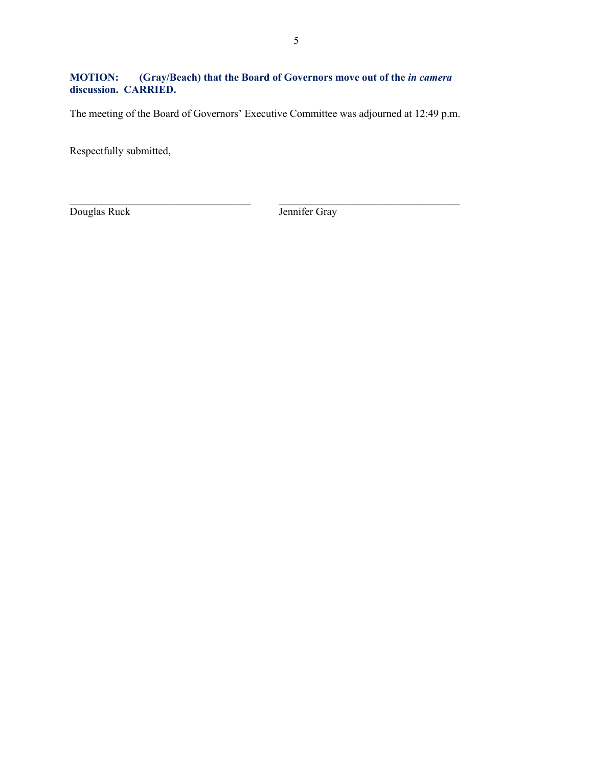**MOTION: (Gray/Beach) that the Board of Governors move out of the *in camera* discussion. CARRIED.**

The meeting of the Board of Governors' Executive Committee was adjourned at 12:49 p.m.

Respectfully submitted,

| | |
|---|---|
| ___________________________________ | ___________________________________ |
| Douglas Ruck | Jennifer Gray |